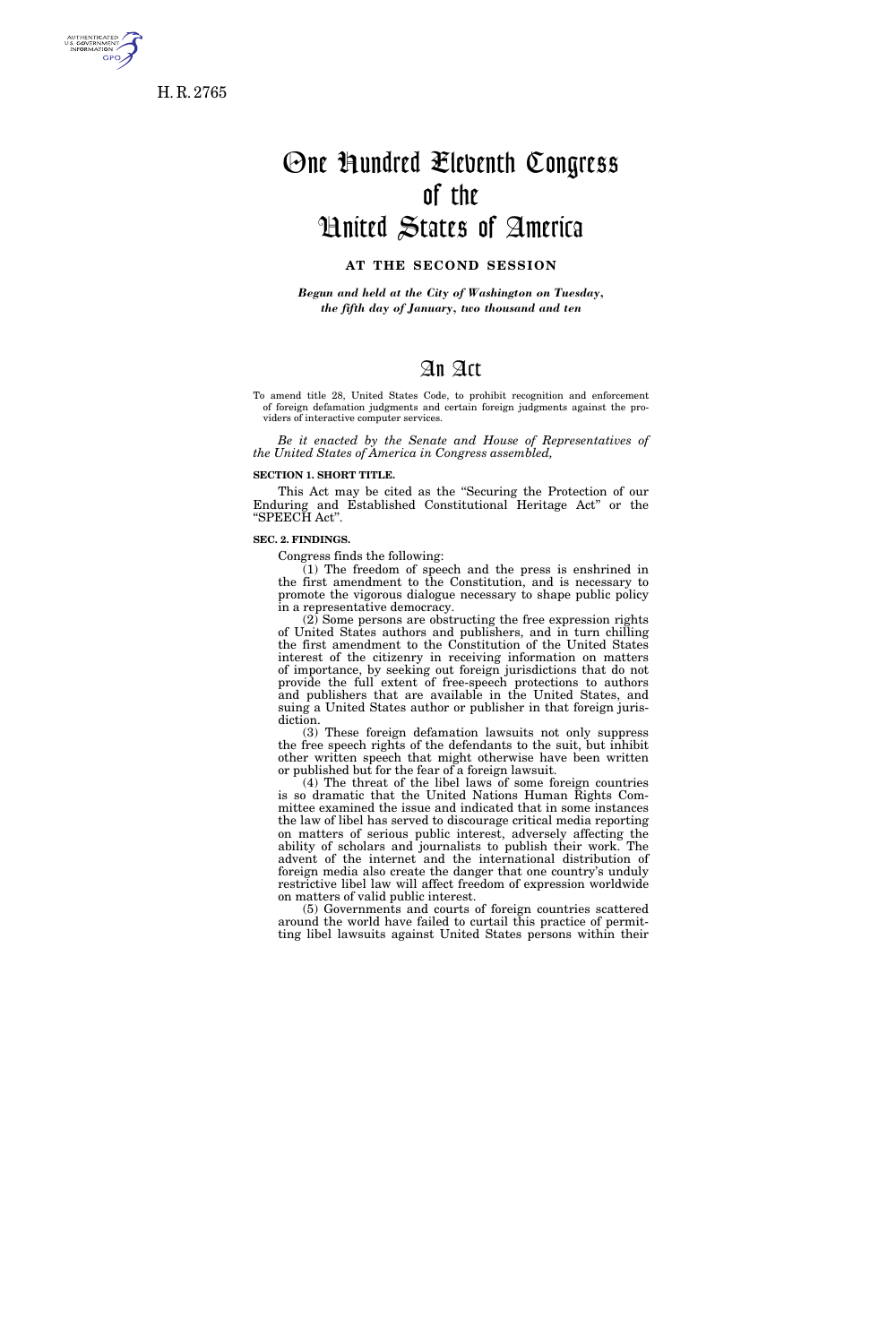H. R. 2765

# One Hundred Eleventh Congress of the United States of America

## AT THE SECOND SESSION

*Begun and held at the City of Washington on Tuesday, the fifth day of January, two thousand and ten*

# An Act

To amend title 28, United States Code, to prohibit recognition and enforcement of foreign defamation judgments and certain foreign judgments against the providers of interactive computer services.

*Be it enacted by the Senate and House of Representatives of the United States of America in Congress assembled,*

**SECTION 1. SHORT TITLE.**

This Act may be cited as the "Securing the Protection of our Enduring and Established Constitutional Heritage Act" or the "SPEECH Act".

**SEC. 2. FINDINGS.**

Congress finds the following:

(1) The freedom of speech and the press is enshrined in the first amendment to the Constitution, and is necessary to promote the vigorous dialogue necessary to shape public policy in a representative democracy.

(2) Some persons are obstructing the free expression rights of United States authors and publishers, and in turn chilling the first amendment to the Constitution of the United States interest of the citizenry in receiving information on matters of importance, by seeking out foreign jurisdictions that do not provide the full extent of free-speech protections to authors and publishers that are available in the United States, and suing a United States author or publisher in that foreign jurisdiction.

(3) These foreign defamation lawsuits not only suppress the free speech rights of the defendants to the suit, but inhibit other written speech that might otherwise have been written or published but for the fear of a foreign lawsuit.

(4) The threat of the libel laws of some foreign countries is so dramatic that the United Nations Human Rights Committee examined the issue and indicated that in some instances the law of libel has served to discourage critical media reporting on matters of serious public interest, adversely affecting the ability of scholars and journalists to publish their work. The advent of the internet and the international distribution of foreign media also create the danger that one country's unduly restrictive libel law will affect freedom of expression worldwide on matters of valid public interest.

(5) Governments and courts of foreign countries scattered around the world have failed to curtail this practice of permitting libel lawsuits against United States persons within their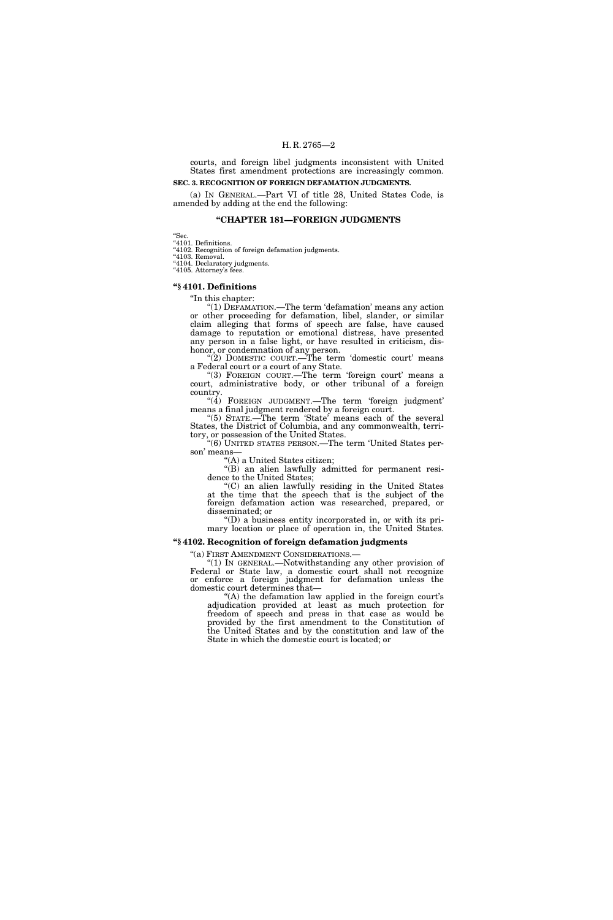courts, and foreign libel judgments inconsistent with United States first amendment protections are increasingly common.

**SEC. 3. RECOGNITION OF FOREIGN DEFAMATION JUDGMENTS.**

(a) IN GENERAL.—Part VI of title 28, United States Code, is amended by adding at the end the following:

## "CHAPTER 181—FOREIGN JUDGMENTS

"Sec.
"4101. Definitions.
"4102. Recognition of foreign defamation judgments.
"4103. Removal.
"4104. Declaratory judgments.
"4105. Attorney's fees.

### "§ 4101. Definitions

"In this chapter:

"(1) DEFAMATION.—The term 'defamation' means any action or other proceeding for defamation, libel, slander, or similar claim alleging that forms of speech are false, have caused damage to reputation or emotional distress, have presented any person in a false light, or have resulted in criticism, dishonor, or condemnation of any person.

"(2) DOMESTIC COURT.—The term 'domestic court' means a Federal court or a court of any State.

"(3) FOREIGN COURT.—The term 'foreign court' means a court, administrative body, or other tribunal of a foreign country.

"(4) FOREIGN JUDGMENT.—The term 'foreign judgment' means a final judgment rendered by a foreign court.

"(5) STATE.—The term 'State' means each of the several States, the District of Columbia, and any commonwealth, territory, or possession of the United States.

"(6) UNITED STATES PERSON.—The term 'United States person' means—

"(A) a United States citizen;

"(B) an alien lawfully admitted for permanent residence to the United States;

"(C) an alien lawfully residing in the United States at the time that the speech that is the subject of the foreign defamation action was researched, prepared, or disseminated; or

"(D) a business entity incorporated in, or with its primary location or place of operation in, the United States.

### "§ 4102. Recognition of foreign defamation judgments

"(a) FIRST AMENDMENT CONSIDERATIONS.—

"(1) IN GENERAL.—Notwithstanding any other provision of Federal or State law, a domestic court shall not recognize or enforce a foreign judgment for defamation unless the domestic court determines that—

"(A) the defamation law applied in the foreign court's adjudication provided at least as much protection for freedom of speech and press in that case as would be provided by the first amendment to the Constitution of the United States and by the constitution and law of the State in which the domestic court is located; or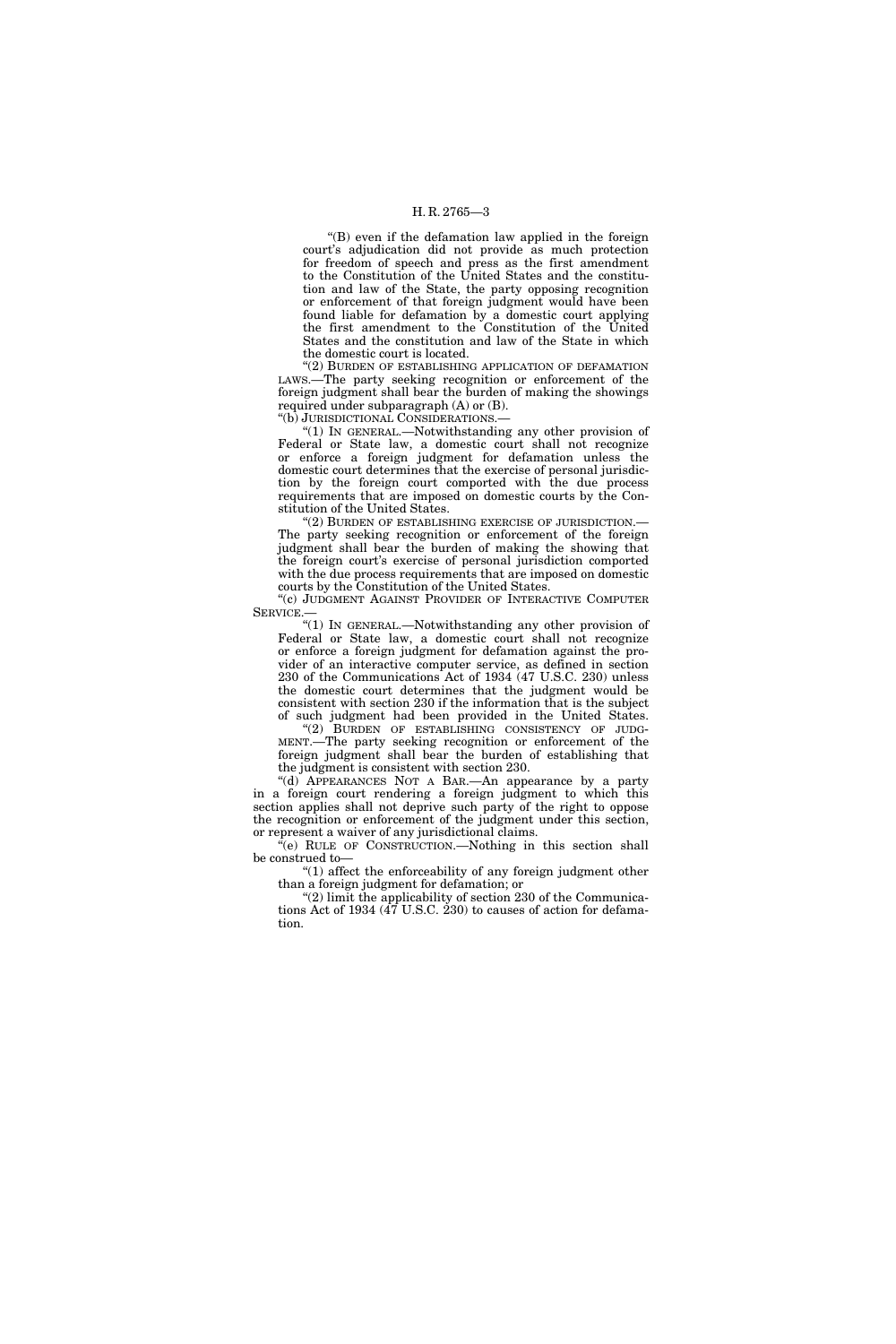"(B) even if the defamation law applied in the foreign court's adjudication did not provide as much protection for freedom of speech and press as the first amendment to the Constitution of the United States and the constitution and law of the State, the party opposing recognition or enforcement of that foreign judgment would have been found liable for defamation by a domestic court applying the first amendment to the Constitution of the United States and the constitution and law of the State in which the domestic court is located.

"(2) BURDEN OF ESTABLISHING APPLICATION OF DEFAMATION LAWS.—The party seeking recognition or enforcement of the foreign judgment shall bear the burden of making the showings required under subparagraph (A) or (B).

"(b) JURISDICTIONAL CONSIDERATIONS.—

"(1) IN GENERAL.—Notwithstanding any other provision of Federal or State law, a domestic court shall not recognize or enforce a foreign judgment for defamation unless the domestic court determines that the exercise of personal jurisdiction by the foreign court comported with the due process requirements that are imposed on domestic courts by the Constitution of the United States.

"(2) BURDEN OF ESTABLISHING EXERCISE OF JURISDICTION.—The party seeking recognition or enforcement of the foreign judgment shall bear the burden of making the showing that the foreign court's exercise of personal jurisdiction comported with the due process requirements that are imposed on domestic courts by the Constitution of the United States.

"(c) JUDGMENT AGAINST PROVIDER OF INTERACTIVE COMPUTER SERVICE.—

"(1) IN GENERAL.—Notwithstanding any other provision of Federal or State law, a domestic court shall not recognize or enforce a foreign judgment for defamation against the provider of an interactive computer service, as defined in section 230 of the Communications Act of 1934 (47 U.S.C. 230) unless the domestic court determines that the judgment would be consistent with section 230 if the information that is the subject of such judgment had been provided in the United States.

"(2) BURDEN OF ESTABLISHING CONSISTENCY OF JUDGMENT.—The party seeking recognition or enforcement of the foreign judgment shall bear the burden of establishing that the judgment is consistent with section 230.

"(d) APPEARANCES NOT A BAR.—An appearance by a party in a foreign court rendering a foreign judgment to which this section applies shall not deprive such party of the right to oppose the recognition or enforcement of the judgment under this section, or represent a waiver of any jurisdictional claims.

"(e) RULE OF CONSTRUCTION.—Nothing in this section shall be construed to—

"(1) affect the enforceability of any foreign judgment other than a foreign judgment for defamation; or

"(2) limit the applicability of section 230 of the Communications Act of 1934 (47 U.S.C. 230) to causes of action for defamation.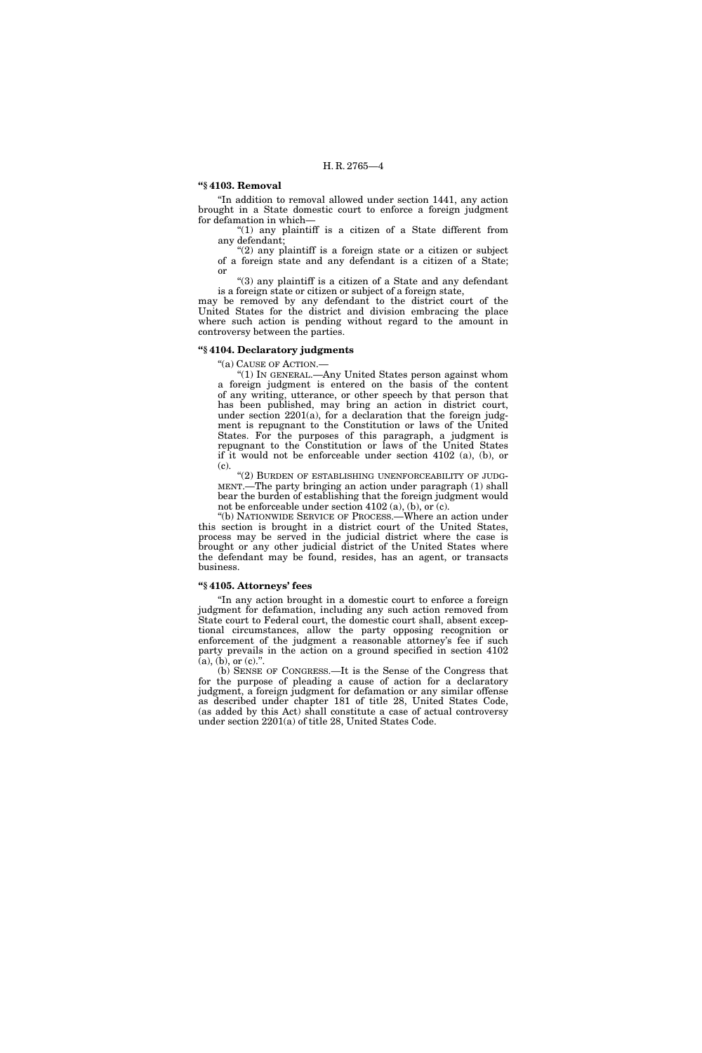**"§ 4103. Removal**

"In addition to removal allowed under section 1441, any action brought in a State domestic court to enforce a foreign judgment for defamation in which—

"(1) any plaintiff is a citizen of a State different from any defendant;

"(2) any plaintiff is a foreign state or a citizen or subject of a foreign state and any defendant is a citizen of a State; or

"(3) any plaintiff is a citizen of a State and any defendant is a foreign state or citizen or subject of a foreign state,

may be removed by any defendant to the district court of the United States for the district and division embracing the place where such action is pending without regard to the amount in controversy between the parties.

**"§ 4104. Declaratory judgments**

"(a) CAUSE OF ACTION.—

"(1) IN GENERAL.—Any United States person against whom a foreign judgment is entered on the basis of the content of any writing, utterance, or other speech by that person that has been published, may bring an action in district court, under section 2201(a), for a declaration that the foreign judgment is repugnant to the Constitution or laws of the United States. For the purposes of this paragraph, a judgment is repugnant to the Constitution or laws of the United States if it would not be enforceable under section 4102 (a), (b), or (c).

"(2) BURDEN OF ESTABLISHING UNENFORCEABILITY OF JUDGMENT.—The party bringing an action under paragraph (1) shall bear the burden of establishing that the foreign judgment would not be enforceable under section 4102 (a), (b), or (c).

"(b) NATIONWIDE SERVICE OF PROCESS.—Where an action under this section is brought in a district court of the United States, process may be served in the judicial district where the case is brought or any other judicial district of the United States where the defendant may be found, resides, has an agent, or transacts business.

**"§ 4105. Attorneys' fees**

"In any action brought in a domestic court to enforce a foreign judgment for defamation, including any such action removed from State court to Federal court, the domestic court shall, absent exceptional circumstances, allow the party opposing recognition or enforcement of the judgment a reasonable attorney's fee if such party prevails in the action on a ground specified in section 4102 (a), (b), or (c).".

(b) SENSE OF CONGRESS.—It is the Sense of the Congress that for the purpose of pleading a cause of action for a declaratory judgment, a foreign judgment for defamation or any similar offense as described under chapter 181 of title 28, United States Code, (as added by this Act) shall constitute a case of actual controversy under section 2201(a) of title 28, United States Code.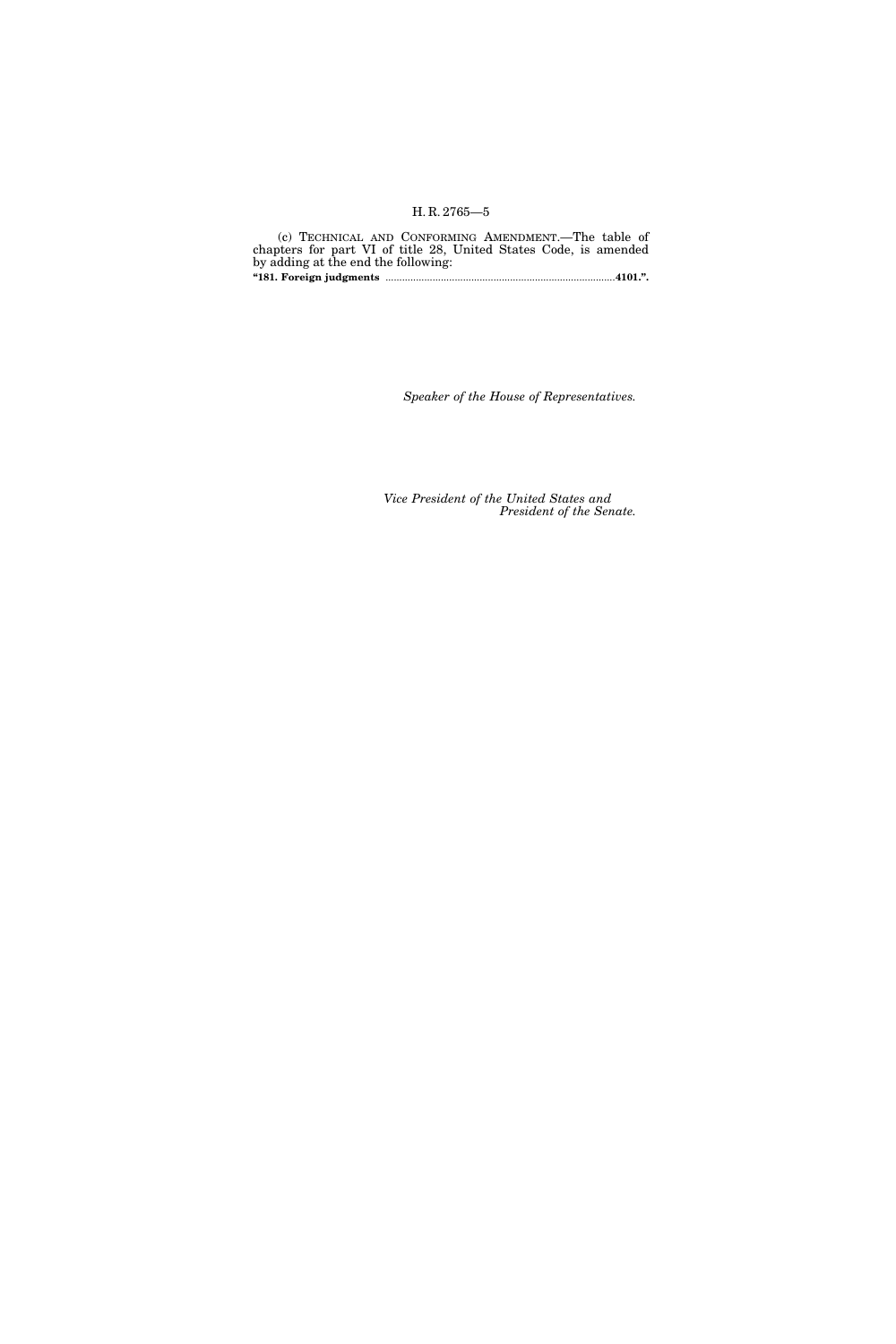(c) TECHNICAL AND CONFORMING AMENDMENT.—The table of chapters for part VI of title 28, United States Code, is amended by adding at the end the following:

**"181. Foreign judgments ........................................................................................4101.".**

*Speaker of the House of Representatives.*

*Vice President of the United States and President of the Senate.*